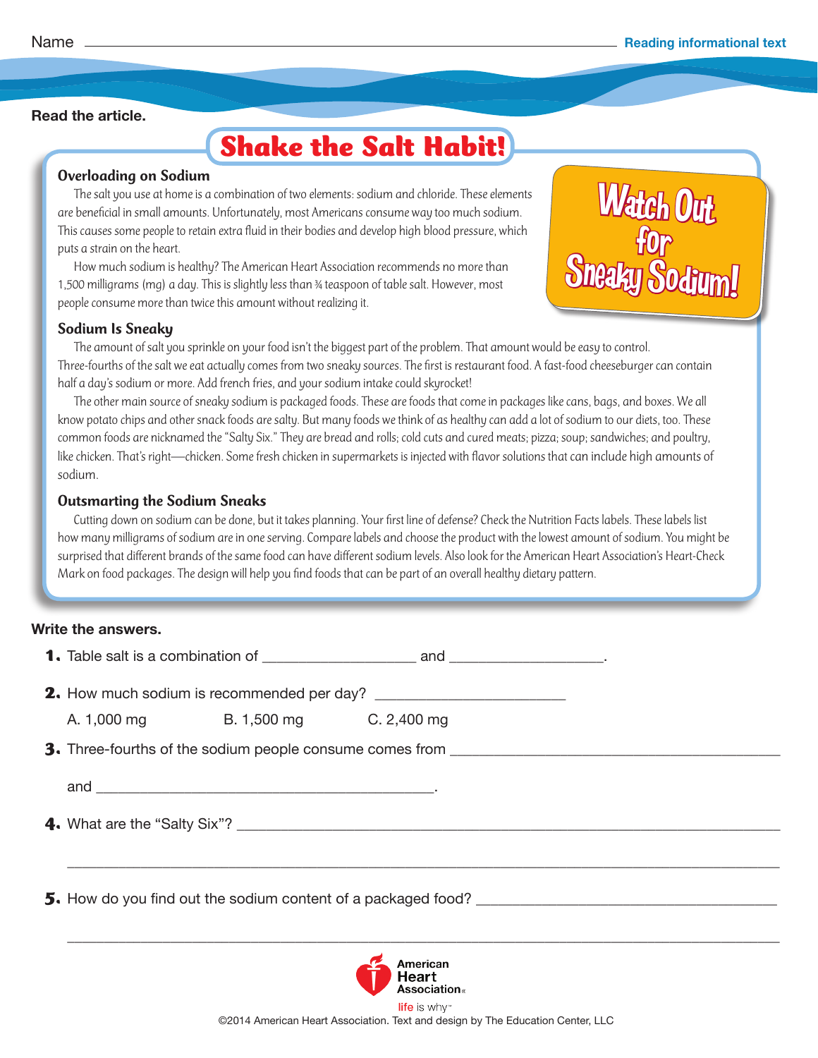Name ______________________________ **Reading informational text**

**Read the article.**

# Shake the Salt Habit!

**Watch Out for Sneaky Sodium!**

## Overloading on Sodium

The salt you use at home is a combination of two elements: sodium and chloride. These elements are beneficial in small amounts. Unfortunately, most Americans consume way too much sodium. This causes some people to retain extra fluid in their bodies and develop high blood pressure, which puts a strain on the heart.

How much sodium is healthy? The American Heart Association recommends no more than 1,500 milligrams (mg) a day. This is slightly less than ¾ teaspoon of table salt. However, most people consume more than twice this amount without realizing it.

## Sodium Is Sneaky

The amount of salt you sprinkle on your food isn't the biggest part of the problem. That amount would be easy to control. Three-fourths of the salt we eat actually comes from two sneaky sources. The first is restaurant food. A fast-food cheeseburger can contain half a day's sodium or more. Add french fries, and your sodium intake could skyrocket!

The other main source of sneaky sodium is packaged foods. These are foods that come in packages like cans, bags, and boxes. We all know potato chips and other snack foods are salty. But many foods we think of as healthy can add a lot of sodium to our diets, too. These common foods are nicknamed the "Salty Six." They are bread and rolls; cold cuts and cured meats; pizza; soup; sandwiches; and poultry, like chicken. That's right—chicken. Some fresh chicken in supermarkets is injected with flavor solutions that can include high amounts of sodium.

## Outsmarting the Sodium Sneaks

Cutting down on sodium can be done, but it takes planning. Your first line of defense? Check the Nutrition Facts labels. These labels list how many milligrams of sodium are in one serving. Compare labels and choose the product with the lowest amount of sodium. You might be surprised that different brands of the same food can have different sodium levels. Also look for the American Heart Association's Heart-Check Mark on food packages. The design will help you find foods that can be part of an overall healthy dietary pattern.

**Write the answers.**

1. Table salt is a combination of ____________________ and ____________________.

2. How much sodium is recommended per day? ________________________

   A. 1,000 mg   B. 1,500 mg   C. 2,400 mg

3. Three-fourths of the sodium people consume comes from ________________________________________

   and ____________________________________________.

4. What are the "Salty Six"? ________________________________________________________________

   ________________________________________________________________________________

5. How do you find out the sodium content of a packaged food? ______________________________________

   ________________________________________________________________________________

American Heart Association
life is why™

©2014 American Heart Association. Text and design by The Education Center, LLC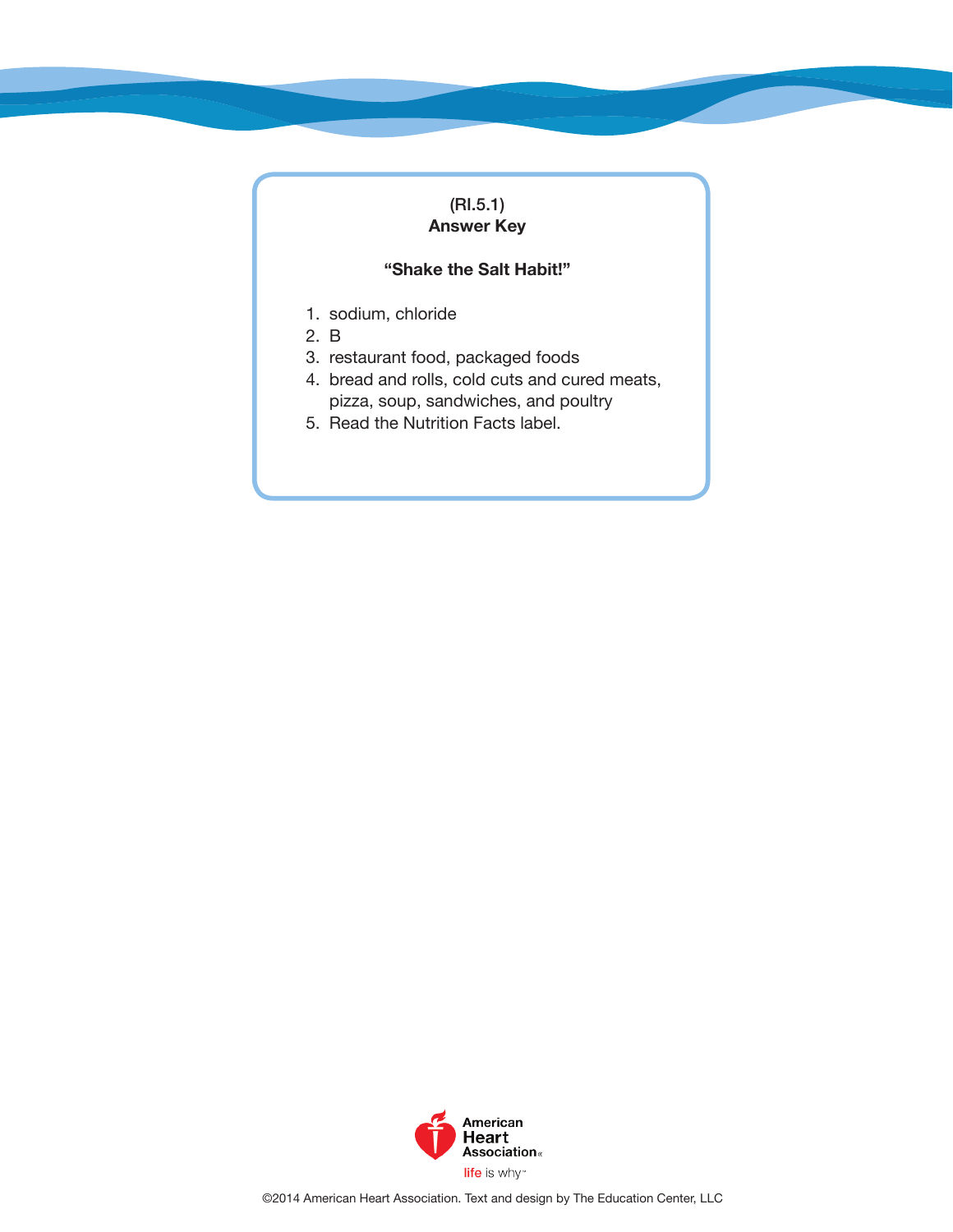(RI.5.1)

**Answer Key**

**"Shake the Salt Habit!"**

1. sodium, chloride
2. B
3. restaurant food, packaged foods
4. bread and rolls, cold cuts and cured meats, pizza, soup, sandwiches, and poultry
5. Read the Nutrition Facts label.

©2014 American Heart Association. Text and design by The Education Center, LLC